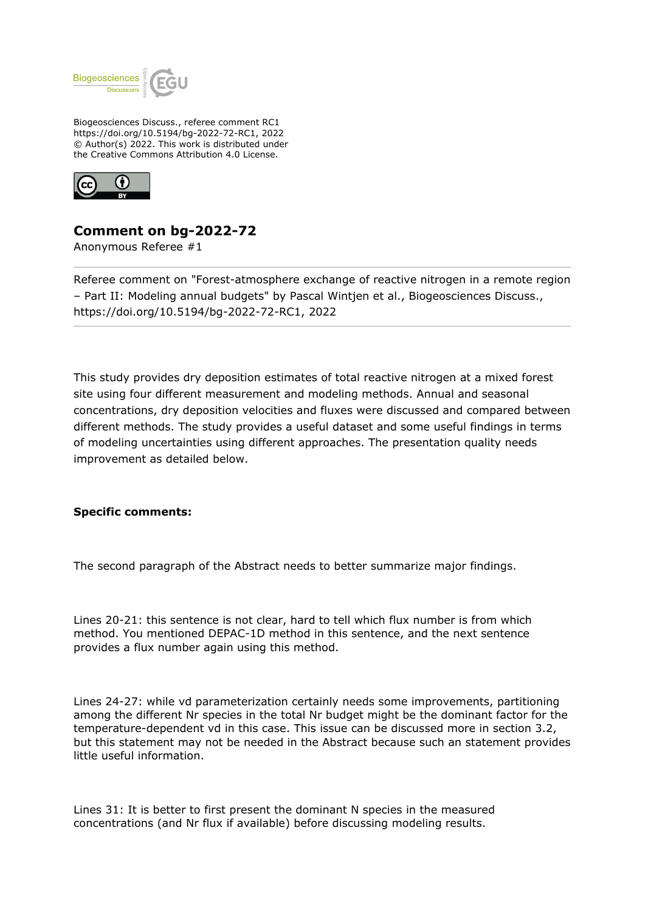Biogeosciences Discuss., referee comment RC1
https://doi.org/10.5194/bg-2022-72-RC1, 2022
© Author(s) 2022. This work is distributed under
the Creative Commons Attribution 4.0 License.

# Comment on bg-2022-72

Anonymous Referee #1

---

Referee comment on "Forest-atmosphere exchange of reactive nitrogen in a remote region – Part II: Modeling annual budgets" by Pascal Wintjen et al., Biogeosciences Discuss., https://doi.org/10.5194/bg-2022-72-RC1, 2022

---

This study provides dry deposition estimates of total reactive nitrogen at a mixed forest site using four different measurement and modeling methods. Annual and seasonal concentrations, dry deposition velocities and fluxes were discussed and compared between different methods. The study provides a useful dataset and some useful findings in terms of modeling uncertainties using different approaches. The presentation quality needs improvement as detailed below.

**Specific comments:**

The second paragraph of the Abstract needs to better summarize major findings.

Lines 20-21: this sentence is not clear, hard to tell which flux number is from which method. You mentioned DEPAC-1D method in this sentence, and the next sentence provides a flux number again using this method.

Lines 24-27: while vd parameterization certainly needs some improvements, partitioning among the different Nr species in the total Nr budget might be the dominant factor for the temperature-dependent vd in this case. This issue can be discussed more in section 3.2, but this statement may not be needed in the Abstract because such an statement provides little useful information.

Lines 31: It is better to first present the dominant N species in the measured concentrations (and Nr flux if available) before discussing modeling results.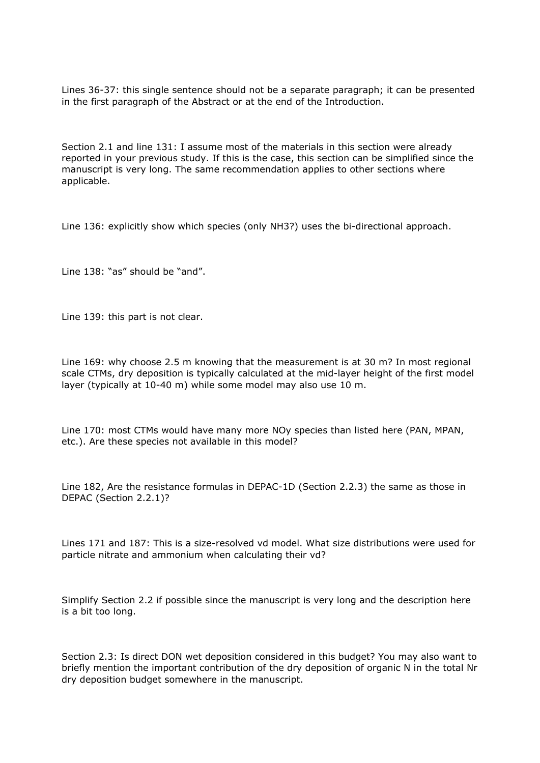Lines 36-37: this single sentence should not be a separate paragraph; it can be presented in the first paragraph of the Abstract or at the end of the Introduction.

Section 2.1 and line 131: I assume most of the materials in this section were already reported in your previous study. If this is the case, this section can be simplified since the manuscript is very long. The same recommendation applies to other sections where applicable.

Line 136: explicitly show which species (only $NH_3$?) uses the bi-directional approach.

Line 138: "as" should be "and".

Line 139: this part is not clear.

Line 169: why choose 2.5 m knowing that the measurement is at 30 m? In most regional scale CTMs, dry deposition is typically calculated at the mid-layer height of the first model layer (typically at 10-40 m) while some model may also use 10 m.

Line 170: most CTMs would have many more $NO_y$ species than listed here (PAN, MPAN, etc.). Are these species not available in this model?

Line 182, Are the resistance formulas in DEPAC-1D (Section 2.2.3) the same as those in DEPAC (Section 2.2.1)?

Lines 171 and 187: This is a size-resolved $v_d$ model. What size distributions were used for particle nitrate and ammonium when calculating their $v_d$?

Simplify Section 2.2 if possible since the manuscript is very long and the description here is a bit too long.

Section 2.3: Is direct DON wet deposition considered in this budget? You may also want to briefly mention the important contribution of the dry deposition of organic N in the total Nr dry deposition budget somewhere in the manuscript.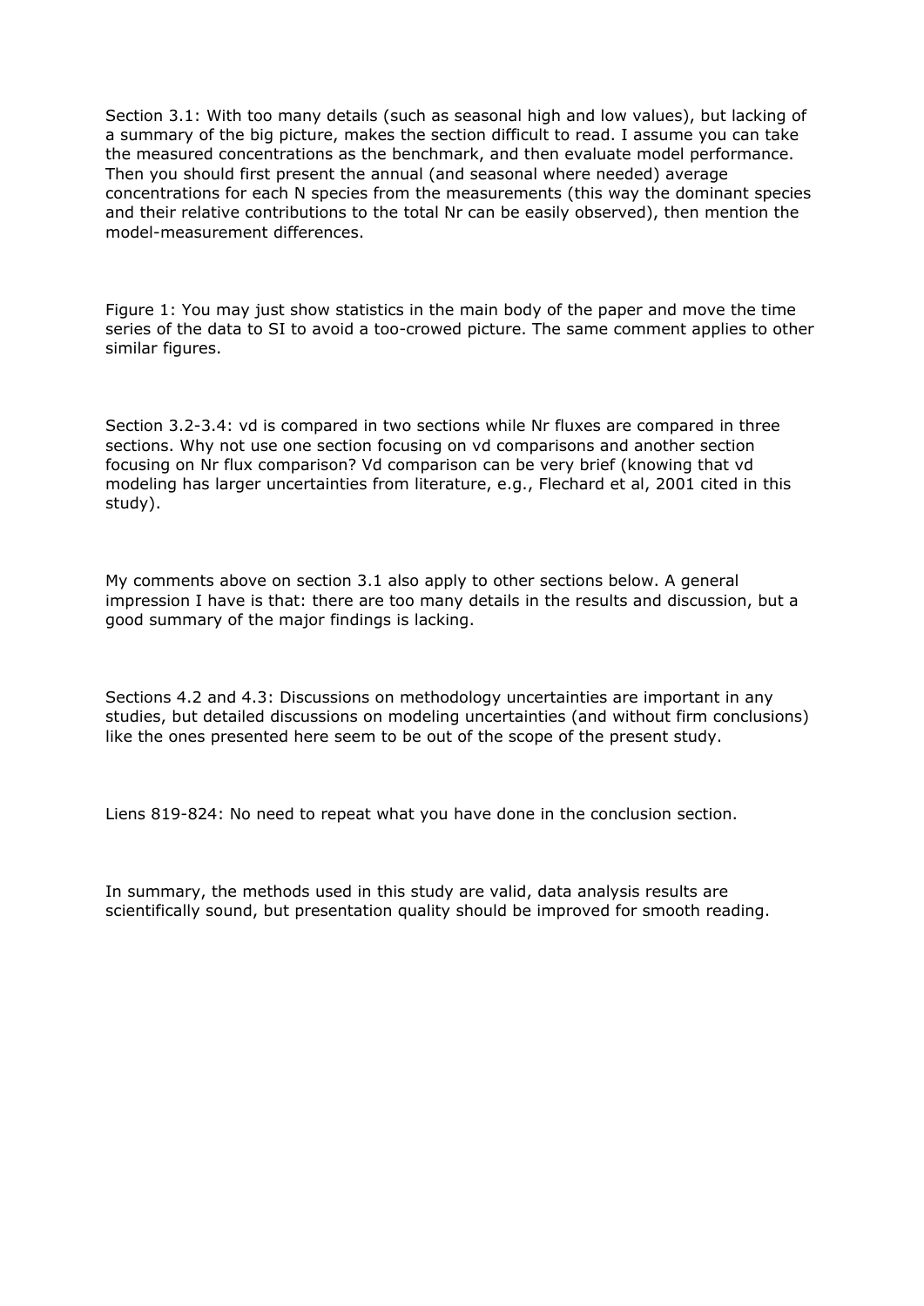Section 3.1: With too many details (such as seasonal high and low values), but lacking of a summary of the big picture, makes the section difficult to read. I assume you can take the measured concentrations as the benchmark, and then evaluate model performance. Then you should first present the annual (and seasonal where needed) average concentrations for each N species from the measurements (this way the dominant species and their relative contributions to the total Nr can be easily observed), then mention the model-measurement differences.

Figure 1: You may just show statistics in the main body of the paper and move the time series of the data to SI to avoid a too-crowed picture. The same comment applies to other similar figures.

Section 3.2-3.4: vd is compared in two sections while Nr fluxes are compared in three sections. Why not use one section focusing on vd comparisons and another section focusing on Nr flux comparison? Vd comparison can be very brief (knowing that vd modeling has larger uncertainties from literature, e.g., Flechard et al, 2001 cited in this study).

My comments above on section 3.1 also apply to other sections below. A general impression I have is that: there are too many details in the results and discussion, but a good summary of the major findings is lacking.

Sections 4.2 and 4.3: Discussions on methodology uncertainties are important in any studies, but detailed discussions on modeling uncertainties (and without firm conclusions) like the ones presented here seem to be out of the scope of the present study.

Liens 819-824: No need to repeat what you have done in the conclusion section.

In summary, the methods used in this study are valid, data analysis results are scientifically sound, but presentation quality should be improved for smooth reading.